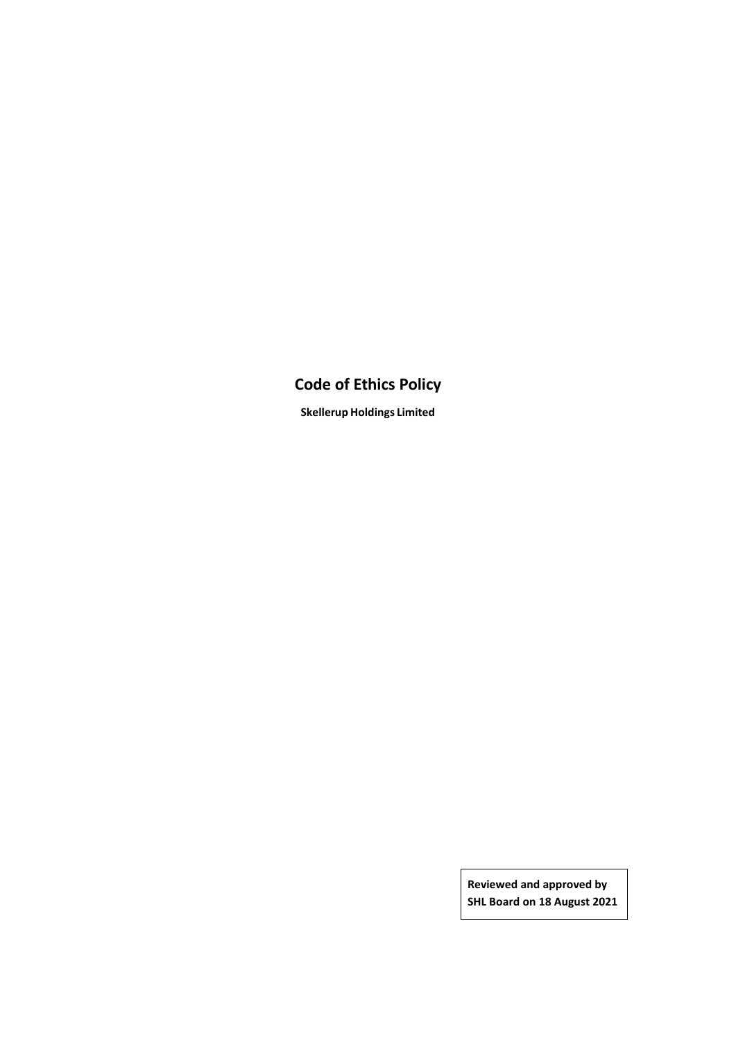# Code of Ethics Policy

**Skellerup Holdings Limited**

**Reviewed and approved by SHL Board on 18 August 2021**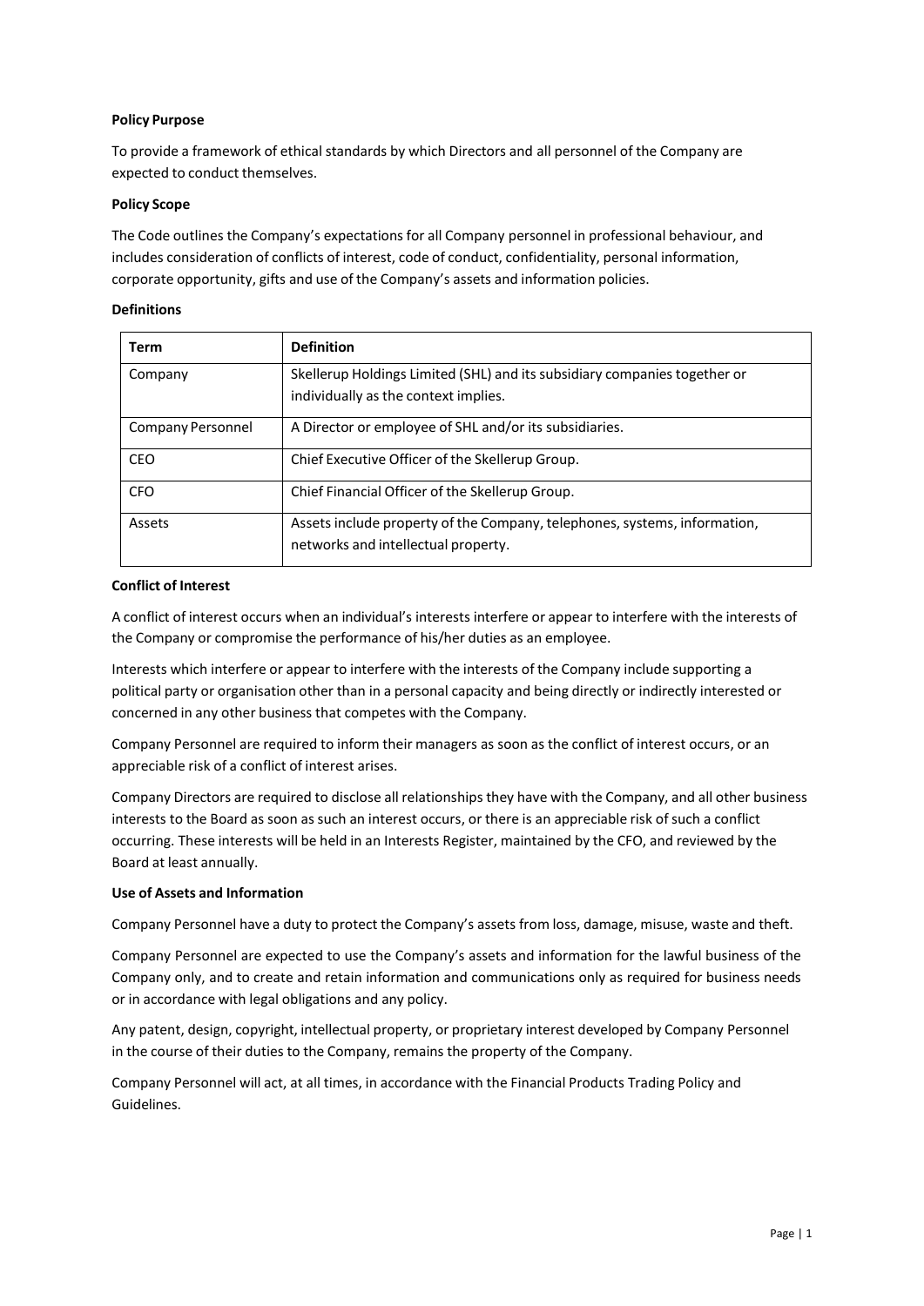**Policy Purpose**

To provide a framework of ethical standards by which Directors and all personnel of the Company are expected to conduct themselves.

**Policy Scope**

The Code outlines the Company's expectations for all Company personnel in professional behaviour, and includes consideration of conflicts of interest, code of conduct, confidentiality, personal information, corporate opportunity, gifts and use of the Company's assets and information policies.

**Definitions**

| Term | Definition |
|---|---|
| Company | Skellerup Holdings Limited (SHL) and its subsidiary companies together or individually as the context implies. |
| Company Personnel | A Director or employee of SHL and/or its subsidiaries. |
| CEO | Chief Executive Officer of the Skellerup Group. |
| CFO | Chief Financial Officer of the Skellerup Group. |
| Assets | Assets include property of the Company, telephones, systems, information, networks and intellectual property. |

**Conflict of Interest**

A conflict of interest occurs when an individual's interests interfere or appear to interfere with the interests of the Company or compromise the performance of his/her duties as an employee.

Interests which interfere or appear to interfere with the interests of the Company include supporting a political party or organisation other than in a personal capacity and being directly or indirectly interested or concerned in any other business that competes with the Company.

Company Personnel are required to inform their managers as soon as the conflict of interest occurs, or an appreciable risk of a conflict of interest arises.

Company Directors are required to disclose all relationships they have with the Company, and all other business interests to the Board as soon as such an interest occurs, or there is an appreciable risk of such a conflict occurring. These interests will be held in an Interests Register, maintained by the CFO, and reviewed by the Board at least annually.

**Use of Assets and Information**

Company Personnel have a duty to protect the Company's assets from loss, damage, misuse, waste and theft.

Company Personnel are expected to use the Company's assets and information for the lawful business of the Company only, and to create and retain information and communications only as required for business needs or in accordance with legal obligations and any policy.

Any patent, design, copyright, intellectual property, or proprietary interest developed by Company Personnel in the course of their duties to the Company, remains the property of the Company.

Company Personnel will act, at all times, in accordance with the Financial Products Trading Policy and Guidelines.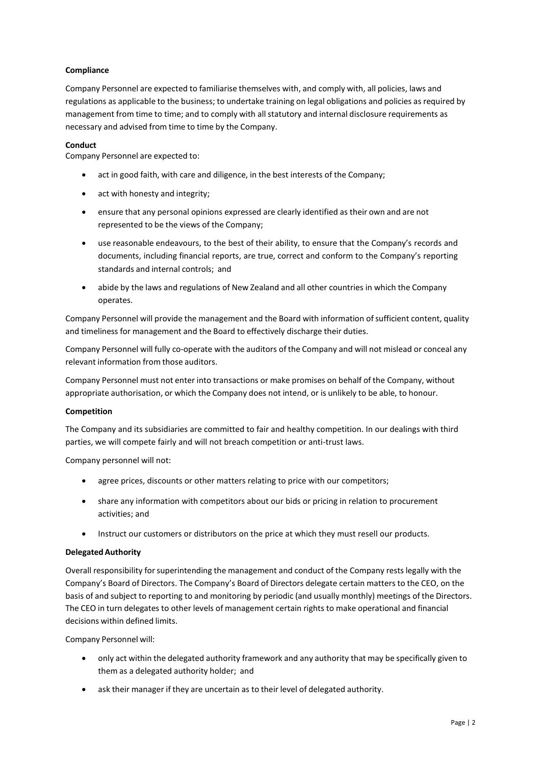**Compliance**

Company Personnel are expected to familiarise themselves with, and comply with, all policies, laws and regulations as applicable to the business; to undertake training on legal obligations and policies as required by management from time to time; and to comply with all statutory and internal disclosure requirements as necessary and advised from time to time by the Company.

**Conduct**

Company Personnel are expected to:

- act in good faith, with care and diligence, in the best interests of the Company;
- act with honesty and integrity;
- ensure that any personal opinions expressed are clearly identified as their own and are not represented to be the views of the Company;
- use reasonable endeavours, to the best of their ability, to ensure that the Company's records and documents, including financial reports, are true, correct and conform to the Company's reporting standards and internal controls; and
- abide by the laws and regulations of New Zealand and all other countries in which the Company operates.

Company Personnel will provide the management and the Board with information of sufficient content, quality and timeliness for management and the Board to effectively discharge their duties.

Company Personnel will fully co-operate with the auditors of the Company and will not mislead or conceal any relevant information from those auditors.

Company Personnel must not enter into transactions or make promises on behalf of the Company, without appropriate authorisation, or which the Company does not intend, or is unlikely to be able, to honour.

**Competition**

The Company and its subsidiaries are committed to fair and healthy competition. In our dealings with third parties, we will compete fairly and will not breach competition or anti-trust laws.

Company personnel will not:

- agree prices, discounts or other matters relating to price with our competitors;
- share any information with competitors about our bids or pricing in relation to procurement activities; and
- Instruct our customers or distributors on the price at which they must resell our products.

**Delegated Authority**

Overall responsibility for superintending the management and conduct of the Company rests legally with the Company's Board of Directors. The Company's Board of Directors delegate certain matters to the CEO, on the basis of and subject to reporting to and monitoring by periodic (and usually monthly) meetings of the Directors. The CEO in turn delegates to other levels of management certain rights to make operational and financial decisions within defined limits.

Company Personnel will:

- only act within the delegated authority framework and any authority that may be specifically given to them as a delegated authority holder; and
- ask their manager if they are uncertain as to their level of delegated authority.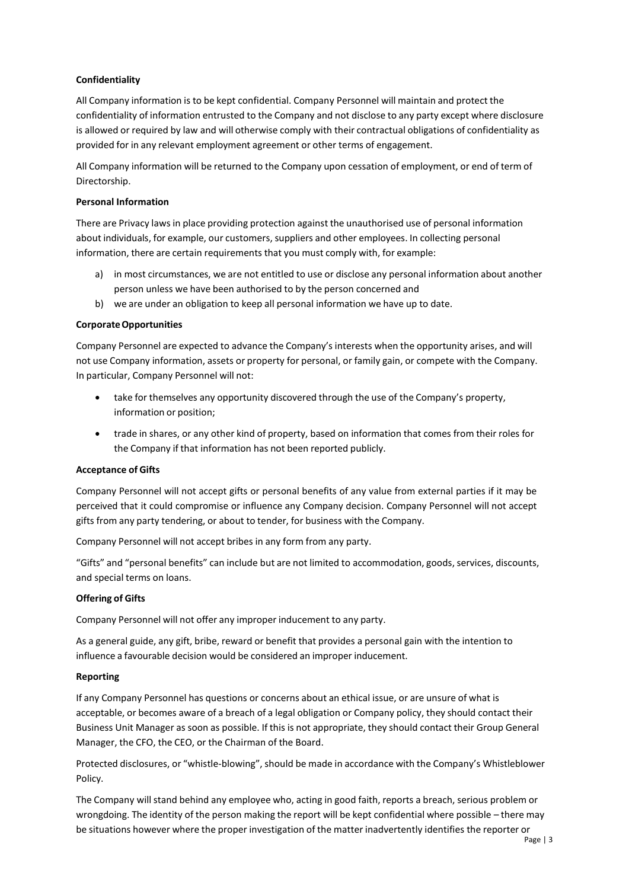**Confidentiality**

All Company information is to be kept confidential. Company Personnel will maintain and protect the confidentiality of information entrusted to the Company and not disclose to any party except where disclosure is allowed or required by law and will otherwise comply with their contractual obligations of confidentiality as provided for in any relevant employment agreement or other terms of engagement.

All Company information will be returned to the Company upon cessation of employment, or end of term of Directorship.

**Personal Information**

There are Privacy laws in place providing protection against the unauthorised use of personal information about individuals, for example, our customers, suppliers and other employees. In collecting personal information, there are certain requirements that you must comply with, for example:

a) in most circumstances, we are not entitled to use or disclose any personal information about another person unless we have been authorised to by the person concerned and
b) we are under an obligation to keep all personal information we have up to date.

**Corporate Opportunities**

Company Personnel are expected to advance the Company's interests when the opportunity arises, and will not use Company information, assets or property for personal, or family gain, or compete with the Company. In particular, Company Personnel will not:

- take for themselves any opportunity discovered through the use of the Company's property, information or position;
- trade in shares, or any other kind of property, based on information that comes from their roles for the Company if that information has not been reported publicly.

**Acceptance of Gifts**

Company Personnel will not accept gifts or personal benefits of any value from external parties if it may be perceived that it could compromise or influence any Company decision. Company Personnel will not accept gifts from any party tendering, or about to tender, for business with the Company.

Company Personnel will not accept bribes in any form from any party.

"Gifts" and "personal benefits" can include but are not limited to accommodation, goods, services, discounts, and special terms on loans.

**Offering of Gifts**

Company Personnel will not offer any improper inducement to any party.

As a general guide, any gift, bribe, reward or benefit that provides a personal gain with the intention to influence a favourable decision would be considered an improper inducement.

**Reporting**

If any Company Personnel has questions or concerns about an ethical issue, or are unsure of what is acceptable, or becomes aware of a breach of a legal obligation or Company policy, they should contact their Business Unit Manager as soon as possible. If this is not appropriate, they should contact their Group General Manager, the CFO, the CEO, or the Chairman of the Board.

Protected disclosures, or "whistle-blowing", should be made in accordance with the Company's Whistleblower Policy.

The Company will stand behind any employee who, acting in good faith, reports a breach, serious problem or wrongdoing. The identity of the person making the report will be kept confidential where possible – there may be situations however where the proper investigation of the matter inadvertently identifies the reporter or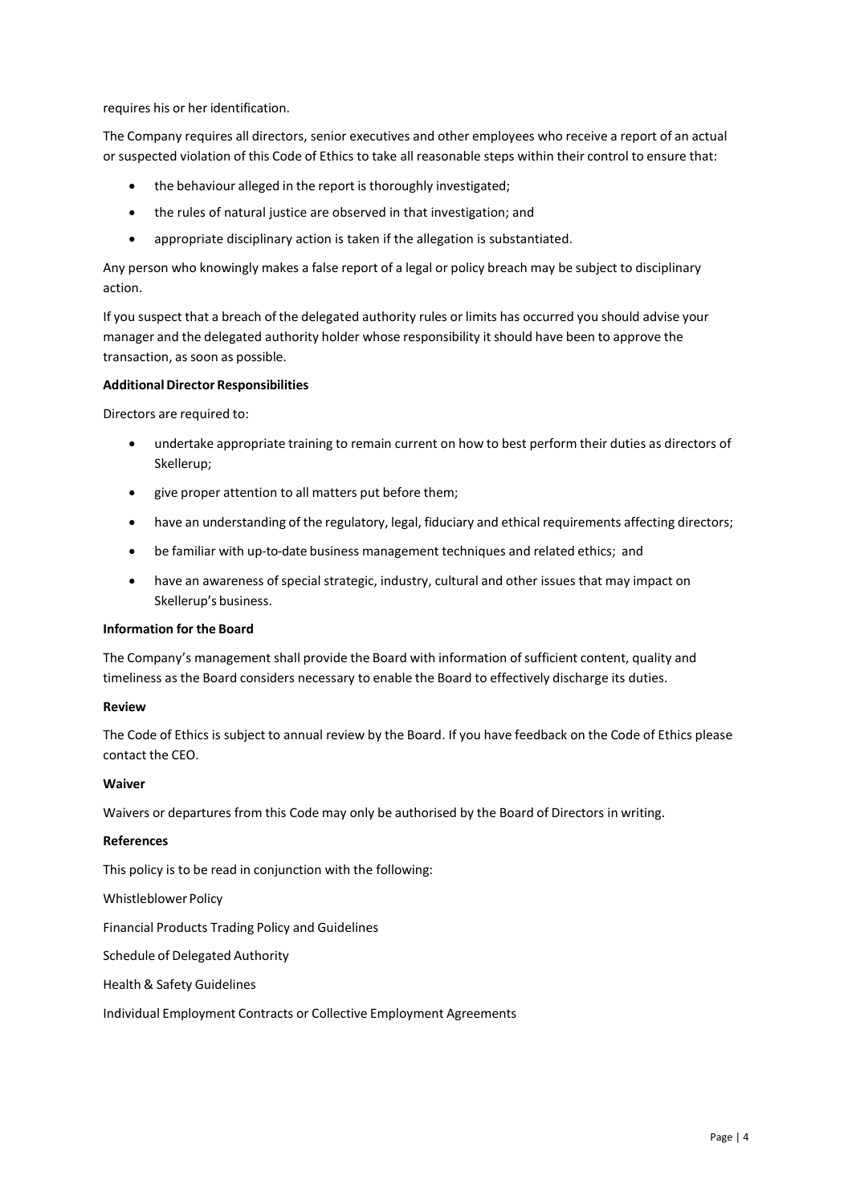requires his or her identification.

The Company requires all directors, senior executives and other employees who receive a report of an actual or suspected violation of this Code of Ethics to take all reasonable steps within their control to ensure that:

- the behaviour alleged in the report is thoroughly investigated;
- the rules of natural justice are observed in that investigation; and
- appropriate disciplinary action is taken if the allegation is substantiated.

Any person who knowingly makes a false report of a legal or policy breach may be subject to disciplinary action.

If you suspect that a breach of the delegated authority rules or limits has occurred you should advise your manager and the delegated authority holder whose responsibility it should have been to approve the transaction, as soon as possible.

**Additional Director Responsibilities**

Directors are required to:

- undertake appropriate training to remain current on how to best perform their duties as directors of Skellerup;
- give proper attention to all matters put before them;
- have an understanding of the regulatory, legal, fiduciary and ethical requirements affecting directors;
- be familiar with up-to-date business management techniques and related ethics; and
- have an awareness of special strategic, industry, cultural and other issues that may impact on Skellerup's business.

**Information for the Board**

The Company's management shall provide the Board with information of sufficient content, quality and timeliness as the Board considers necessary to enable the Board to effectively discharge its duties.

**Review**

The Code of Ethics is subject to annual review by the Board. If you have feedback on the Code of Ethics please contact the CEO.

**Waiver**

Waivers or departures from this Code may only be authorised by the Board of Directors in writing.

**References**

This policy is to be read in conjunction with the following:

Whistleblower Policy

Financial Products Trading Policy and Guidelines

Schedule of Delegated Authority

Health & Safety Guidelines

Individual Employment Contracts or Collective Employment Agreements